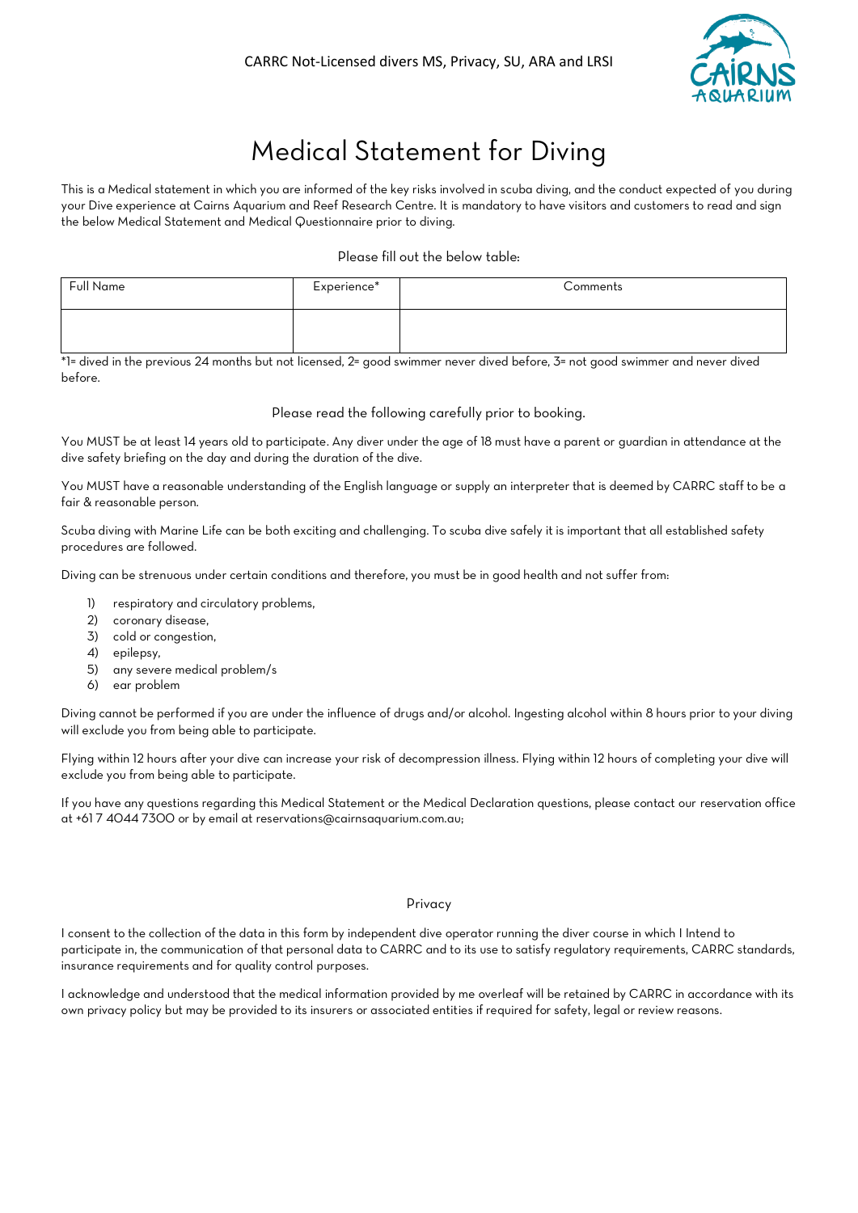CARRC Not-Licensed divers MS, Privacy, SU, ARA and LRSI

# Medical Statement for Diving

This is a Medical statement in which you are informed of the key risks involved in scuba diving, and the conduct expected of you during your Dive experience at Cairns Aquarium and Reef Research Centre. It is mandatory to have visitors and customers to read and sign the below Medical Statement and Medical Questionnaire prior to diving.

Please fill out the below table:

| Full Name | Experience* | Comments |
| --- | --- | --- |
| | | |

*1= dived in the previous 24 months but not licensed, 2= good swimmer never dived before, 3= not good swimmer and never dived before.

Please read the following carefully prior to booking.

You MUST be at least 14 years old to participate. Any diver under the age of 18 must have a parent or guardian in attendance at the dive safety briefing on the day and during the duration of the dive.

You MUST have a reasonable understanding of the English language or supply an interpreter that is deemed by CARRC staff to be a fair & reasonable person.

Scuba diving with Marine Life can be both exciting and challenging. To scuba dive safely it is important that all established safety procedures are followed.

Diving can be strenuous under certain conditions and therefore, you must be in good health and not suffer from:

1) respiratory and circulatory problems,
2) coronary disease,
3) cold or congestion,
4) epilepsy,
5) any severe medical problem/s
6) ear problem

Diving cannot be performed if you are under the influence of drugs and/or alcohol. Ingesting alcohol within 8 hours prior to your diving will exclude you from being able to participate.

Flying within 12 hours after your dive can increase your risk of decompression illness. Flying within 12 hours of completing your dive will exclude you from being able to participate.

If you have any questions regarding this Medical Statement or the Medical Declaration questions, please contact our reservation office at +61 7 4044 7300 or by email at reservations@cairnsaquarium.com.au;

## Privacy

I consent to the collection of the data in this form by independent dive operator running the diver course in which I Intend to participate in, the communication of that personal data to CARRC and to its use to satisfy regulatory requirements, CARRC standards, insurance requirements and for quality control purposes.

I acknowledge and understood that the medical information provided by me overleaf will be retained by CARRC in accordance with its own privacy policy but may be provided to its insurers or associated entities if required for safety, legal or review reasons.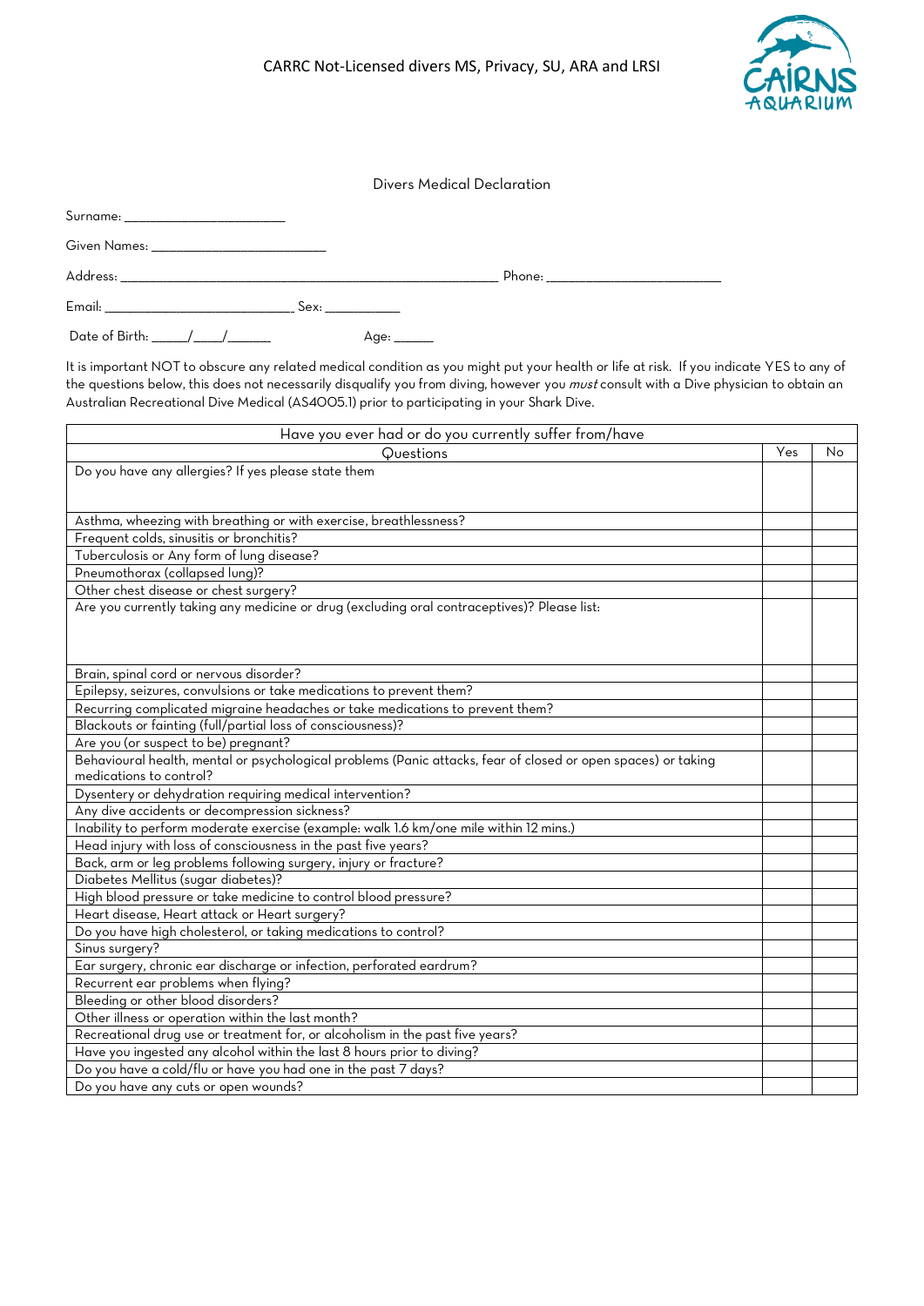CARRC Not-Licensed divers MS, Privacy, SU, ARA and LRSI

## Divers Medical Declaration

Surname: _______________________

Given Names: _________________________

Address: ______________________________________________________ Phone: _________________________

Email: ___________________________ Sex: ___________

Date of Birth: _____/____/______ Age: ______

It is important NOT to obscure any related medical condition as you might put your health or life at risk. If you indicate YES to any of the questions below, this does not necessarily disqualify you from diving, however you *must* consult with a Dive physician to obtain an Australian Recreational Dive Medical (AS4005.1) prior to participating in your Shark Dive.

| Have you ever had or do you currently suffer from/have | | |
|---|---|---|
| Questions | Yes | No |
| Do you have any allergies? If yes please state them | | |
| Asthma, wheezing with breathing or with exercise, breathlessness? | | |
| Frequent colds, sinusitis or bronchitis? | | |
| Tuberculosis or Any form of lung disease? | | |
| Pneumothorax (collapsed lung)? | | |
| Other chest disease or chest surgery? | | |
| Are you currently taking any medicine or drug (excluding oral contraceptives)? Please list: | | |
| Brain, spinal cord or nervous disorder? | | |
| Epilepsy, seizures, convulsions or take medications to prevent them? | | |
| Recurring complicated migraine headaches or take medications to prevent them? | | |
| Blackouts or fainting (full/partial loss of consciousness)? | | |
| Are you (or suspect to be) pregnant? | | |
| Behavioural health, mental or psychological problems (Panic attacks, fear of closed or open spaces) or taking medications to control? | | |
| Dysentery or dehydration requiring medical intervention? | | |
| Any dive accidents or decompression sickness? | | |
| Inability to perform moderate exercise (example: walk 1.6 km/one mile within 12 mins.) | | |
| Head injury with loss of consciousness in the past five years? | | |
| Back, arm or leg problems following surgery, injury or fracture? | | |
| Diabetes Mellitus (sugar diabetes)? | | |
| High blood pressure or take medicine to control blood pressure? | | |
| Heart disease, Heart attack or Heart surgery? | | |
| Do you have high cholesterol, or taking medications to control? | | |
| Sinus surgery? | | |
| Ear surgery, chronic ear discharge or infection, perforated eardrum? | | |
| Recurrent ear problems when flying? | | |
| Bleeding or other blood disorders? | | |
| Other illness or operation within the last month? | | |
| Recreational drug use or treatment for, or alcoholism in the past five years? | | |
| Have you ingested any alcohol within the last 8 hours prior to diving? | | |
| Do you have a cold/flu or have you had one in the past 7 days? | | |
| Do you have any cuts or open wounds? | | |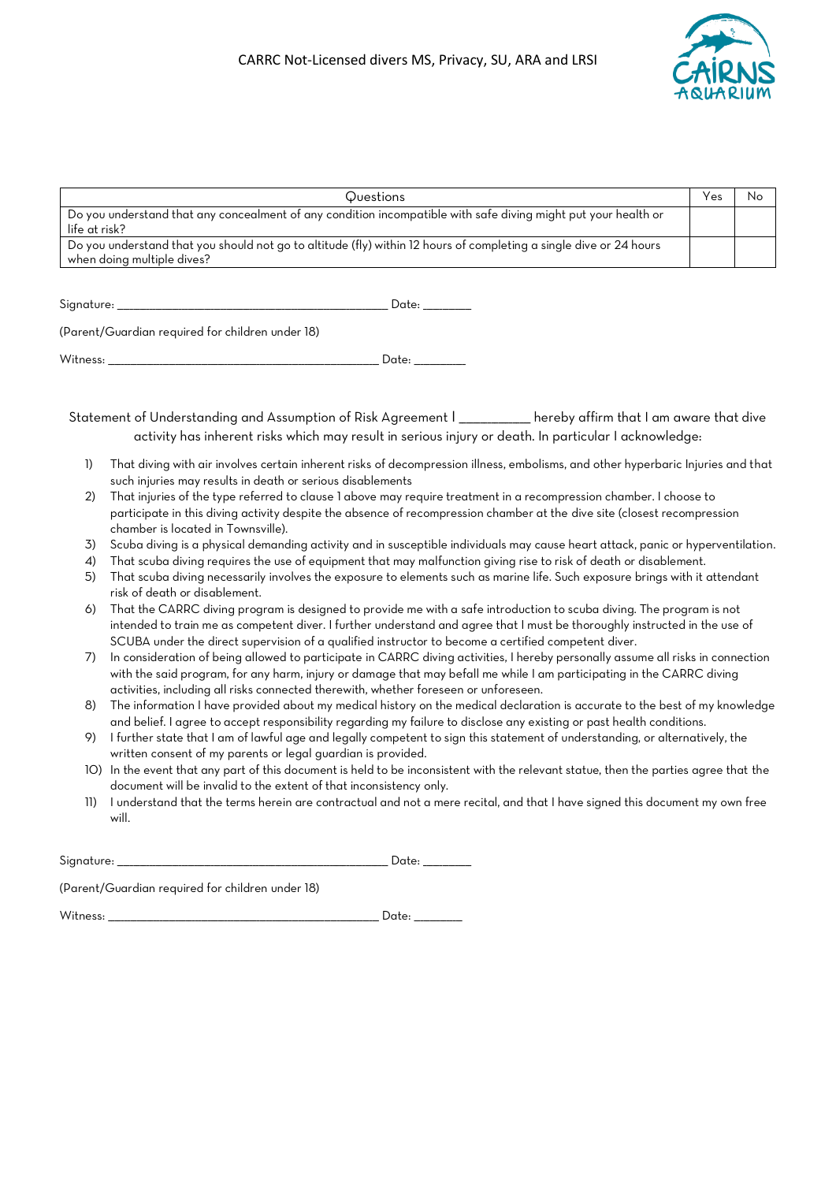CARRC Not-Licensed divers MS, Privacy, SU, ARA and LRSI

| Questions | Yes | No |
|---|---|---|
| Do you understand that any concealment of any condition incompatible with safe diving might put your health or life at risk? | | |
| Do you understand that you should not go to altitude (fly) within 12 hours of completing a single dive or 24 hours when doing multiple dives? | | |

Signature: ___________________________________________ Date: ________

(Parent/Guardian required for children under 18)

Witness: ___________________________________________ Date: ________

Statement of Understanding and Assumption of Risk Agreement I __________ hereby affirm that I am aware that dive activity has inherent risks which may result in serious injury or death. In particular I acknowledge:

1) That diving with air involves certain inherent risks of decompression illness, embolisms, and other hyperbaric Injuries and that such injuries may results in death or serious disablements
2) That injuries of the type referred to clause 1 above may require treatment in a recompression chamber. I choose to participate in this diving activity despite the absence of recompression chamber at the dive site (closest recompression chamber is located in Townsville).
3) Scuba diving is a physical demanding activity and in susceptible individuals may cause heart attack, panic or hyperventilation.
4) That scuba diving requires the use of equipment that may malfunction giving rise to risk of death or disablement.
5) That scuba diving necessarily involves the exposure to elements such as marine life. Such exposure brings with it attendant risk of death or disablement.
6) That the CARRC diving program is designed to provide me with a safe introduction to scuba diving. The program is not intended to train me as competent diver. I further understand and agree that I must be thoroughly instructed in the use of SCUBA under the direct supervision of a qualified instructor to become a certified competent diver.
7) In consideration of being allowed to participate in CARRC diving activities, I hereby personally assume all risks in connection with the said program, for any harm, injury or damage that may befall me while I am participating in the CARRC diving activities, including all risks connected therewith, whether foreseen or unforeseen.
8) The information I have provided about my medical history on the medical declaration is accurate to the best of my knowledge and belief. I agree to accept responsibility regarding my failure to disclose any existing or past health conditions.
9) I further state that I am of lawful age and legally competent to sign this statement of understanding, or alternatively, the written consent of my parents or legal guardian is provided.
10) In the event that any part of this document is held to be inconsistent with the relevant statue, then the parties agree that the document will be invalid to the extent of that inconsistency only.
11) I understand that the terms herein are contractual and not a mere recital, and that I have signed this document my own free will.

Signature: ___________________________________________ Date: ________

(Parent/Guardian required for children under 18)

Witness: ___________________________________________ Date: ________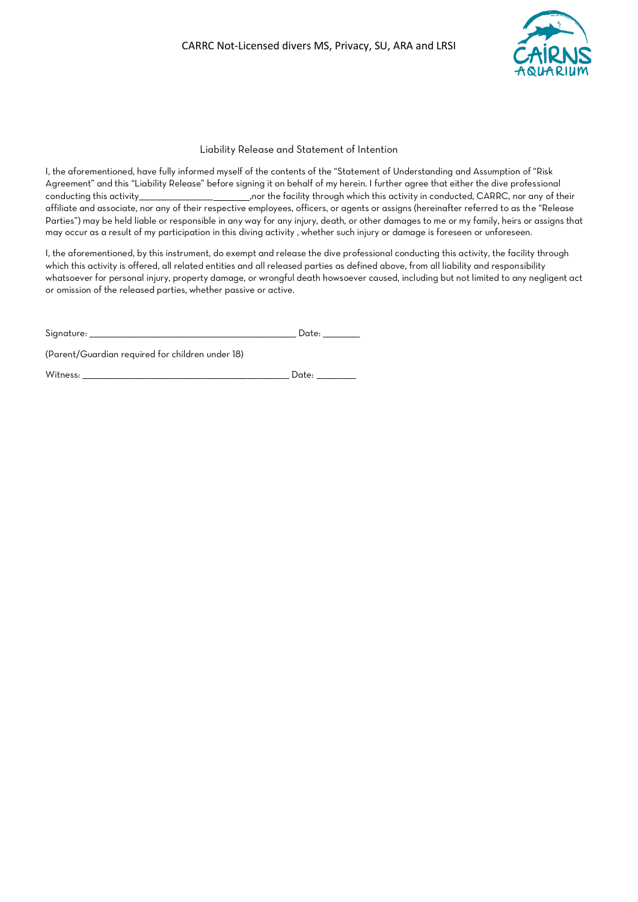## Liability Release and Statement of Intention

I, the aforementioned, have fully informed myself of the contents of the "Statement of Understanding and Assumption of "Risk Agreement" and this "Liability Release" before signing it on behalf of my herein. I further agree that either the dive professional conducting this activity________________________,nor the facility through which this activity in conducted, CARRC, nor any of their affiliate and associate, nor any of their respective employees, officers, or agents or assigns (hereinafter referred to as the "Release Parties") may be held liable or responsible in any way for any injury, death, or other damages to me or my family, heirs or assigns that may occur as a result of my participation in this diving activity , whether such injury or damage is foreseen or unforeseen.

I, the aforementioned, by this instrument, do exempt and release the dive professional conducting this activity, the facility through which this activity is offered, all related entities and all released parties as defined above, from all liability and responsibility whatsoever for personal injury, property damage, or wrongful death howsoever caused, including but not limited to any negligent act or omission of the released parties, whether passive or active.

Signature: ___________________________________________ Date: ________

(Parent/Guardian required for children under 18)

Witness: ___________________________________________ Date: ________